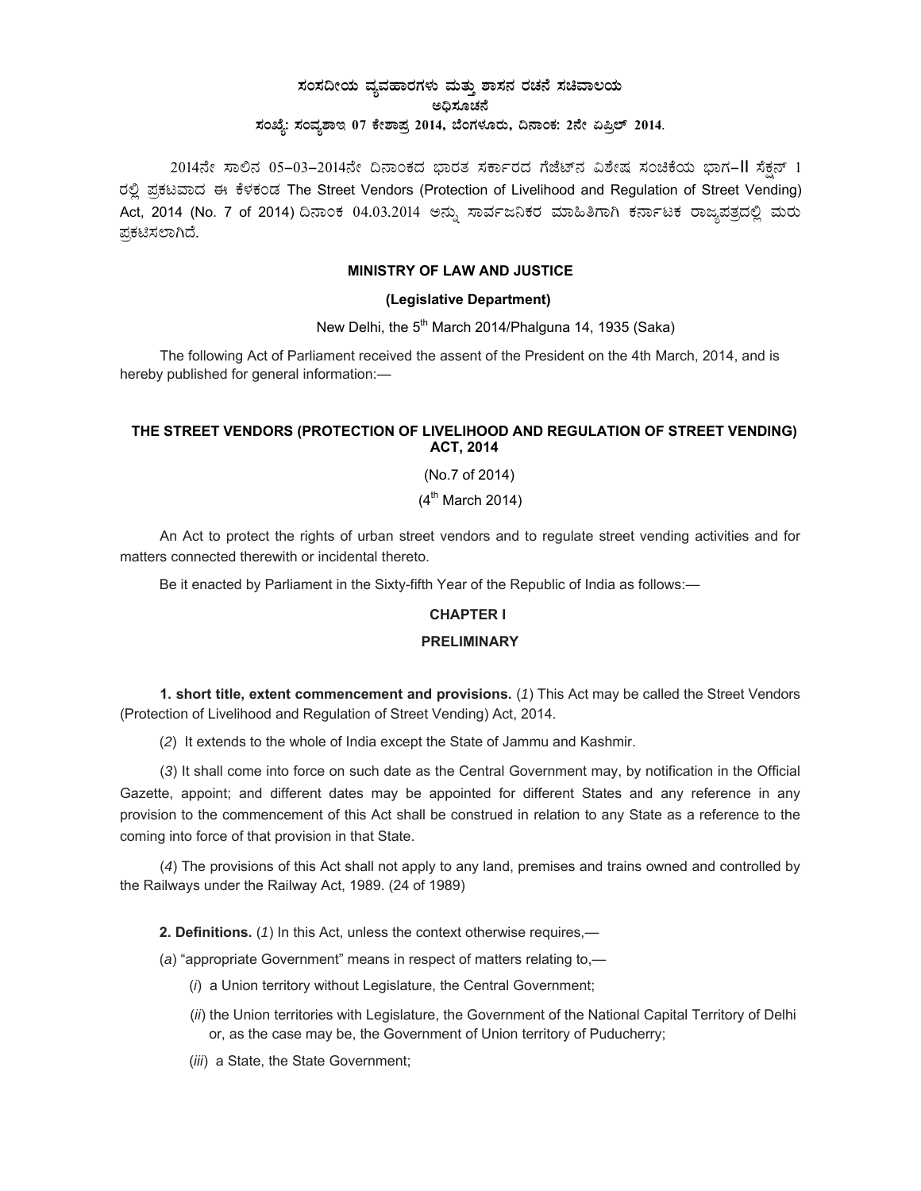**ಸಂಸದೀಯ ವ್ಯವಹಾರಗಳು ಮತ್ತು ಶಾಸನ ರಚನೆ ಸಚಿವಾಲಯ**

**ಅಧಿಸೂಚನೆ**

**ಸಂಖ್ಯೆ: ಸಂವ್ಯಶಾಇ 07 ಕೇಶಾಪ್ರ 2014, ಬೆಂಗಳೂರು, ದಿನಾಂಕ: 2ನೇ ಏಪ್ರಿಲ್ 2014.**

2014ನೇ ಸಾಲಿನ 05-03-2014ನೇ ದಿನಾಂಕದ ಭಾರತ ಸರ್ಕಾರದ ಗೆಜೆಟ್‌ನ ವಿಶೇಷ ಸಂಚಿಕೆಯ ಭಾಗ-II ಸೆಕ್ಷನ್ 1 ರಲ್ಲಿ ಪ್ರಕಟವಾದ ಈ ಕೆಳಕಂಡ The Street Vendors (Protection of Livelihood and Regulation of Street Vending) Act, 2014 (No. 7 of 2014) ದಿನಾಂಕ 04.03.2014 ಅನ್ನು ಸಾರ್ವಜನಿಕರ ಮಾಹಿತಿಗಾಗಿ ಕರ್ನಾಟಕ ರಾಜ್ಯಪತ್ರದಲ್ಲಿ ಮರು ಪ್ರಕಟಿಸಲಾಗಿದೆ.

**MINISTRY OF LAW AND JUSTICE**

**(Legislative Department)**

New Delhi, the 5th March 2014/Phalguna 14, 1935 (Saka)

The following Act of Parliament received the assent of the President on the 4th March, 2014, and is hereby published for general information:—

## THE STREET VENDORS (PROTECTION OF LIVELIHOOD AND REGULATION OF STREET VENDING) ACT, 2014

(No.7 of 2014)

(4th March 2014)

An Act to protect the rights of urban street vendors and to regulate street vending activities and for matters connected therewith or incidental thereto.

Be it enacted by Parliament in the Sixty-fifth Year of the Republic of India as follows:—

### CHAPTER I

### PRELIMINARY

**1. short title, extent commencement and provisions.** (*1*) This Act may be called the Street Vendors (Protection of Livelihood and Regulation of Street Vending) Act, 2014.

(*2*) It extends to the whole of India except the State of Jammu and Kashmir.

(*3*) It shall come into force on such date as the Central Government may, by notification in the Official Gazette, appoint; and different dates may be appointed for different States and any reference in any provision to the commencement of this Act shall be construed in relation to any State as a reference to the coming into force of that provision in that State.

(*4*) The provisions of this Act shall not apply to any land, premises and trains owned and controlled by the Railways under the Railway Act, 1989. (24 of 1989)

**2. Definitions.** (*1*) In this Act, unless the context otherwise requires,—

(*a*) "appropriate Government" means in respect of matters relating to,—

(*i*) a Union territory without Legislature, the Central Government;

(*ii*) the Union territories with Legislature, the Government of the National Capital Territory of Delhi or, as the case may be, the Government of Union territory of Puducherry;

(*iii*) a State, the State Government;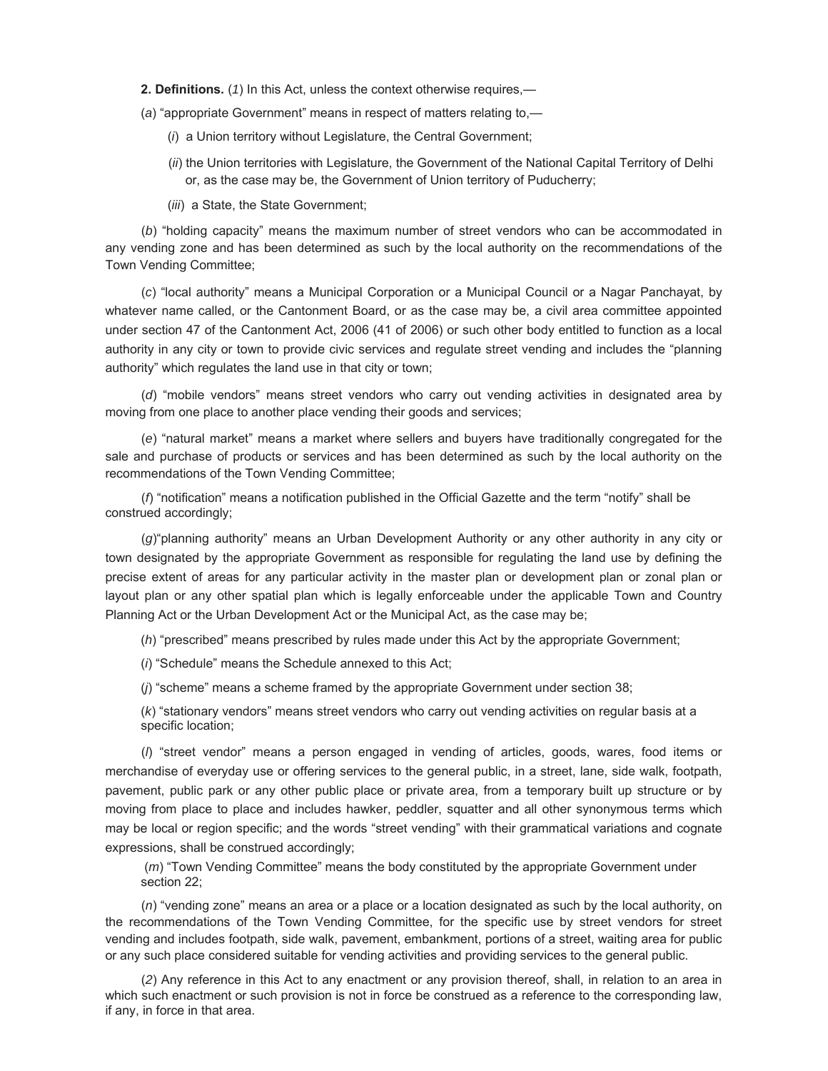**2. Definitions.** (*1*) In this Act, unless the context otherwise requires,—

(*a*) "appropriate Government" means in respect of matters relating to,—

(*i*) a Union territory without Legislature, the Central Government;

(*ii*) the Union territories with Legislature, the Government of the National Capital Territory of Delhi or, as the case may be, the Government of Union territory of Puducherry;

(*iii*) a State, the State Government;

(*b*) "holding capacity" means the maximum number of street vendors who can be accommodated in any vending zone and has been determined as such by the local authority on the recommendations of the Town Vending Committee;

(*c*) "local authority" means a Municipal Corporation or a Municipal Council or a Nagar Panchayat, by whatever name called, or the Cantonment Board, or as the case may be, a civil area committee appointed under section 47 of the Cantonment Act, 2006 (41 of 2006) or such other body entitled to function as a local authority in any city or town to provide civic services and regulate street vending and includes the "planning authority" which regulates the land use in that city or town;

(*d*) "mobile vendors" means street vendors who carry out vending activities in designated area by moving from one place to another place vending their goods and services;

(*e*) "natural market" means a market where sellers and buyers have traditionally congregated for the sale and purchase of products or services and has been determined as such by the local authority on the recommendations of the Town Vending Committee;

(*f*) "notification" means a notification published in the Official Gazette and the term "notify" shall be construed accordingly;

(*g*)"planning authority" means an Urban Development Authority or any other authority in any city or town designated by the appropriate Government as responsible for regulating the land use by defining the precise extent of areas for any particular activity in the master plan or development plan or zonal plan or layout plan or any other spatial plan which is legally enforceable under the applicable Town and Country Planning Act or the Urban Development Act or the Municipal Act, as the case may be;

(*h*) "prescribed" means prescribed by rules made under this Act by the appropriate Government;

(*i*) "Schedule" means the Schedule annexed to this Act;

(*j*) "scheme" means a scheme framed by the appropriate Government under section 38;

(*k*) "stationary vendors" means street vendors who carry out vending activities on regular basis at a specific location;

(*l*) "street vendor" means a person engaged in vending of articles, goods, wares, food items or merchandise of everyday use or offering services to the general public, in a street, lane, side walk, footpath, pavement, public park or any other public place or private area, from a temporary built up structure or by moving from place to place and includes hawker, peddler, squatter and all other synonymous terms which may be local or region specific; and the words "street vending" with their grammatical variations and cognate expressions, shall be construed accordingly;

(*m*) "Town Vending Committee" means the body constituted by the appropriate Government under section 22;

(*n*) "vending zone" means an area or a place or a location designated as such by the local authority, on the recommendations of the Town Vending Committee, for the specific use by street vendors for street vending and includes footpath, side walk, pavement, embankment, portions of a street, waiting area for public or any such place considered suitable for vending activities and providing services to the general public.

(*2*) Any reference in this Act to any enactment or any provision thereof, shall, in relation to an area in which such enactment or such provision is not in force be construed as a reference to the corresponding law, if any, in force in that area.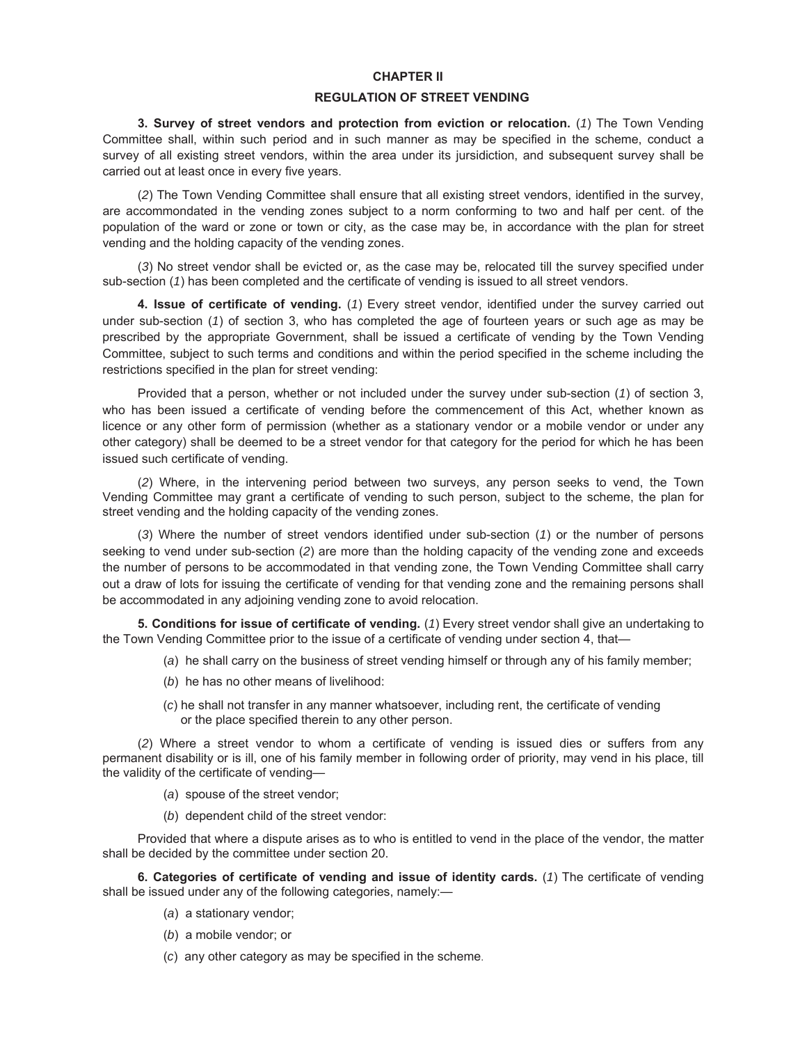## CHAPTER II

## REGULATION OF STREET VENDING

**3. Survey of street vendors and protection from eviction or relocation.** (*1*) The Town Vending Committee shall, within such period and in such manner as may be specified in the scheme, conduct a survey of all existing street vendors, within the area under its jursidiction, and subsequent survey shall be carried out at least once in every five years.

(*2*) The Town Vending Committee shall ensure that all existing street vendors, identified in the survey, are accommodated in the vending zones subject to a norm conforming to two and half per cent. of the population of the ward or zone or town or city, as the case may be, in accordance with the plan for street vending and the holding capacity of the vending zones.

(*3*) No street vendor shall be evicted or, as the case may be, relocated till the survey specified under sub-section (*1*) has been completed and the certificate of vending is issued to all street vendors.

**4. Issue of certificate of vending.** (*1*) Every street vendor, identified under the survey carried out under sub-section (*1*) of section 3, who has completed the age of fourteen years or such age as may be prescribed by the appropriate Government, shall be issued a certificate of vending by the Town Vending Committee, subject to such terms and conditions and within the period specified in the scheme including the restrictions specified in the plan for street vending:

Provided that a person, whether or not included under the survey under sub-section (*1*) of section 3, who has been issued a certificate of vending before the commencement of this Act, whether known as licence or any other form of permission (whether as a stationary vendor or a mobile vendor or under any other category) shall be deemed to be a street vendor for that category for the period for which he has been issued such certificate of vending.

(*2*) Where, in the intervening period between two surveys, any person seeks to vend, the Town Vending Committee may grant a certificate of vending to such person, subject to the scheme, the plan for street vending and the holding capacity of the vending zones.

(*3*) Where the number of street vendors identified under sub-section (*1*) or the number of persons seeking to vend under sub-section (*2*) are more than the holding capacity of the vending zone and exceeds the number of persons to be accommodated in that vending zone, the Town Vending Committee shall carry out a draw of lots for issuing the certificate of vending for that vending zone and the remaining persons shall be accommodated in any adjoining vending zone to avoid relocation.

**5. Conditions for issue of certificate of vending.** (*1*) Every street vendor shall give an undertaking to the Town Vending Committee prior to the issue of a certificate of vending under section 4, that—

(*a*) he shall carry on the business of street vending himself or through any of his family member;

(*b*) he has no other means of livelihood:

(*c*) he shall not transfer in any manner whatsoever, including rent, the certificate of vending or the place specified therein to any other person.

(*2*) Where a street vendor to whom a certificate of vending is issued dies or suffers from any permanent disability or is ill, one of his family member in following order of priority, may vend in his place, till the validity of the certificate of vending—

(*a*) spouse of the street vendor;

(*b*) dependent child of the street vendor:

Provided that where a dispute arises as to who is entitled to vend in the place of the vendor, the matter shall be decided by the committee under section 20.

**6. Categories of certificate of vending and issue of identity cards.** (*1*) The certificate of vending shall be issued under any of the following categories, namely:—

(*a*) a stationary vendor;

(*b*) a mobile vendor; or

(*c*) any other category as may be specified in the scheme.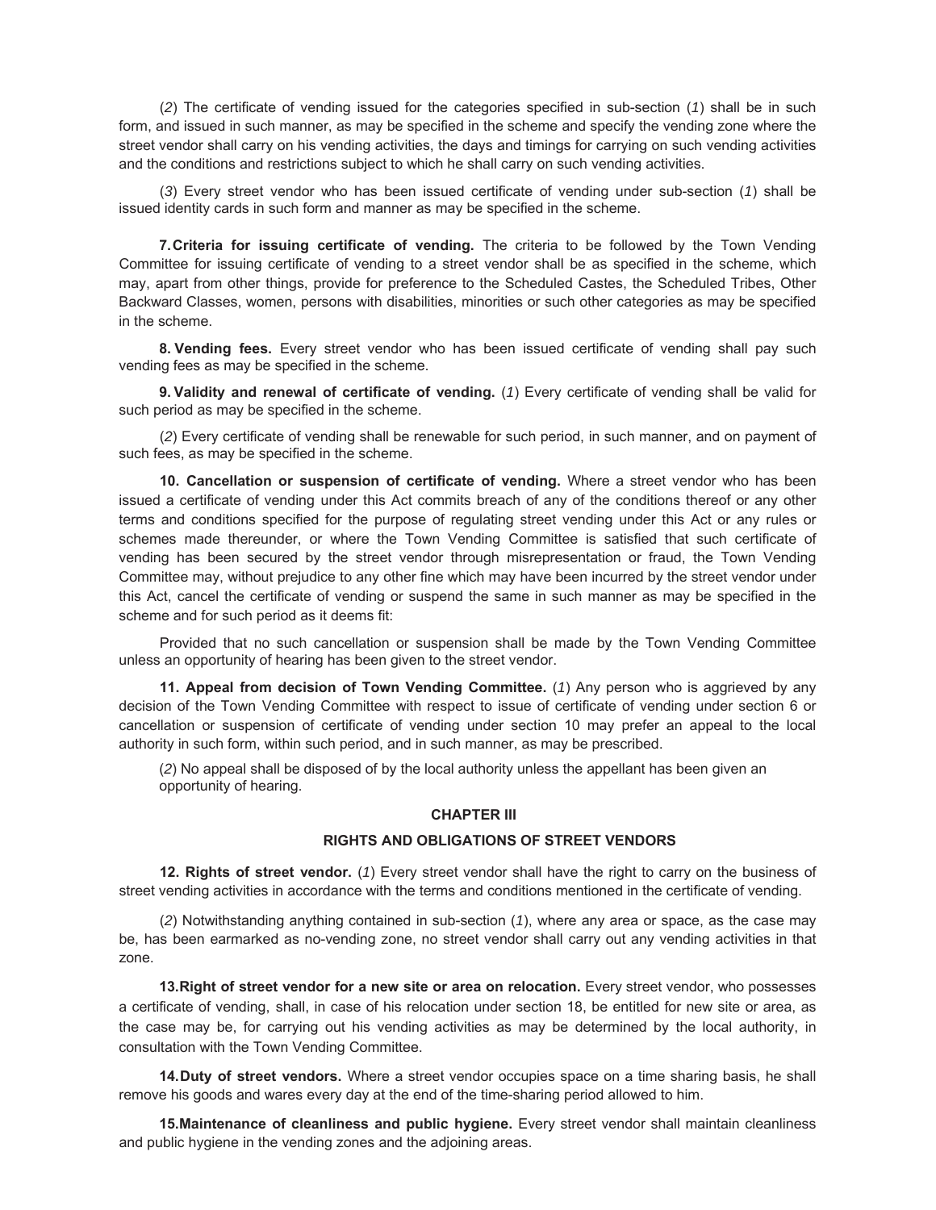(*2*) The certificate of vending issued for the categories specified in sub-section (*1*) shall be in such form, and issued in such manner, as may be specified in the scheme and specify the vending zone where the street vendor shall carry on his vending activities, the days and timings for carrying on such vending activities and the conditions and restrictions subject to which he shall carry on such vending activities.

(*3*) Every street vendor who has been issued certificate of vending under sub-section (*1*) shall be issued identity cards in such form and manner as may be specified in the scheme.

**7. Criteria for issuing certificate of vending.** The criteria to be followed by the Town Vending Committee for issuing certificate of vending to a street vendor shall be as specified in the scheme, which may, apart from other things, provide for preference to the Scheduled Castes, the Scheduled Tribes, Other Backward Classes, women, persons with disabilities, minorities or such other categories as may be specified in the scheme.

**8. Vending fees.** Every street vendor who has been issued certificate of vending shall pay such vending fees as may be specified in the scheme.

**9. Validity and renewal of certificate of vending.** (*1*) Every certificate of vending shall be valid for such period as may be specified in the scheme.

(*2*) Every certificate of vending shall be renewable for such period, in such manner, and on payment of such fees, as may be specified in the scheme.

**10. Cancellation or suspension of certificate of vending.** Where a street vendor who has been issued a certificate of vending under this Act commits breach of any of the conditions thereof or any other terms and conditions specified for the purpose of regulating street vending under this Act or any rules or schemes made thereunder, or where the Town Vending Committee is satisfied that such certificate of vending has been secured by the street vendor through misrepresentation or fraud, the Town Vending Committee may, without prejudice to any other fine which may have been incurred by the street vendor under this Act, cancel the certificate of vending or suspend the same in such manner as may be specified in the scheme and for such period as it deems fit:

Provided that no such cancellation or suspension shall be made by the Town Vending Committee unless an opportunity of hearing has been given to the street vendor.

**11. Appeal from decision of Town Vending Committee.** (*1*) Any person who is aggrieved by any decision of the Town Vending Committee with respect to issue of certificate of vending under section 6 or cancellation or suspension of certificate of vending under section 10 may prefer an appeal to the local authority in such form, within such period, and in such manner, as may be prescribed.

(*2*) No appeal shall be disposed of by the local authority unless the appellant has been given an opportunity of hearing.

## CHAPTER III

## RIGHTS AND OBLIGATIONS OF STREET VENDORS

**12. Rights of street vendor.** (*1*) Every street vendor shall have the right to carry on the business of street vending activities in accordance with the terms and conditions mentioned in the certificate of vending.

(*2*) Notwithstanding anything contained in sub-section (*1*), where any area or space, as the case may be, has been earmarked as no-vending zone, no street vendor shall carry out any vending activities in that zone.

**13. Right of street vendor for a new site or area on relocation.** Every street vendor, who possesses a certificate of vending, shall, in case of his relocation under section 18, be entitled for new site or area, as the case may be, for carrying out his vending activities as may be determined by the local authority, in consultation with the Town Vending Committee.

**14. Duty of street vendors.** Where a street vendor occupies space on a time sharing basis, he shall remove his goods and wares every day at the end of the time-sharing period allowed to him.

**15. Maintenance of cleanliness and public hygiene.** Every street vendor shall maintain cleanliness and public hygiene in the vending zones and the adjoining areas.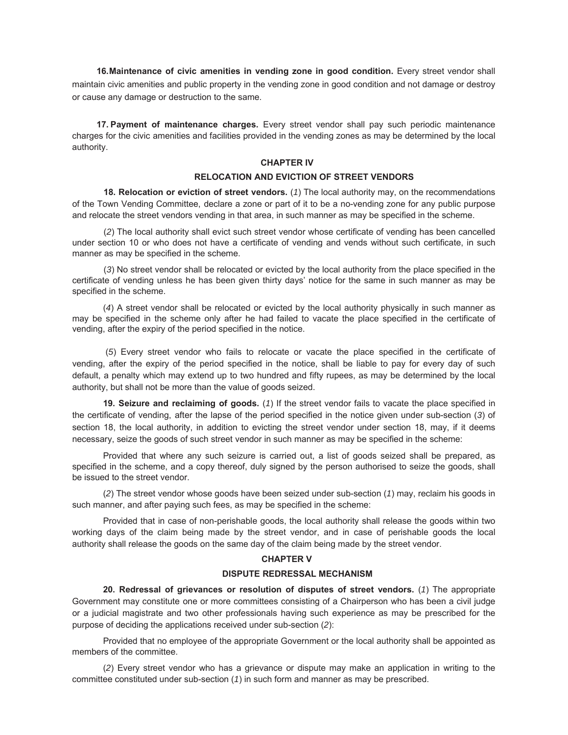**16. Maintenance of civic amenities in vending zone in good condition.** Every street vendor shall maintain civic amenities and public property in the vending zone in good condition and not damage or destroy or cause any damage or destruction to the same.

**17. Payment of maintenance charges.** Every street vendor shall pay such periodic maintenance charges for the civic amenities and facilities provided in the vending zones as may be determined by the local authority.

## CHAPTER IV

## RELOCATION AND EVICTION OF STREET VENDORS

**18. Relocation or eviction of street vendors.** (*1*) The local authority may, on the recommendations of the Town Vending Committee, declare a zone or part of it to be a no-vending zone for any public purpose and relocate the street vendors vending in that area, in such manner as may be specified in the scheme.

(*2*) The local authority shall evict such street vendor whose certificate of vending has been cancelled under section 10 or who does not have a certificate of vending and vends without such certificate, in such manner as may be specified in the scheme.

(*3*) No street vendor shall be relocated or evicted by the local authority from the place specified in the certificate of vending unless he has been given thirty days' notice for the same in such manner as may be specified in the scheme.

(*4*) A street vendor shall be relocated or evicted by the local authority physically in such manner as may be specified in the scheme only after he had failed to vacate the place specified in the certificate of vending, after the expiry of the period specified in the notice.

(*5*) Every street vendor who fails to relocate or vacate the place specified in the certificate of vending, after the expiry of the period specified in the notice, shall be liable to pay for every day of such default, a penalty which may extend up to two hundred and fifty rupees, as may be determined by the local authority, but shall not be more than the value of goods seized.

**19. Seizure and reclaiming of goods.** (*1*) If the street vendor fails to vacate the place specified in the certificate of vending, after the lapse of the period specified in the notice given under sub-section (*3*) of section 18, the local authority, in addition to evicting the street vendor under section 18, may, if it deems necessary, seize the goods of such street vendor in such manner as may be specified in the scheme:

Provided that where any such seizure is carried out, a list of goods seized shall be prepared, as specified in the scheme, and a copy thereof, duly signed by the person authorised to seize the goods, shall be issued to the street vendor.

(*2*) The street vendor whose goods have been seized under sub-section (*1*) may, reclaim his goods in such manner, and after paying such fees, as may be specified in the scheme:

Provided that in case of non-perishable goods, the local authority shall release the goods within two working days of the claim being made by the street vendor, and in case of perishable goods the local authority shall release the goods on the same day of the claim being made by the street vendor.

## CHAPTER V

## DISPUTE REDRESSAL MECHANISM

**20. Redressal of grievances or resolution of disputes of street vendors.** (*1*) The appropriate Government may constitute one or more committees consisting of a Chairperson who has been a civil judge or a judicial magistrate and two other professionals having such experience as may be prescribed for the purpose of deciding the applications received under sub-section (*2*):

Provided that no employee of the appropriate Government or the local authority shall be appointed as members of the committee.

(*2*) Every street vendor who has a grievance or dispute may make an application in writing to the committee constituted under sub-section (*1*) in such form and manner as may be prescribed.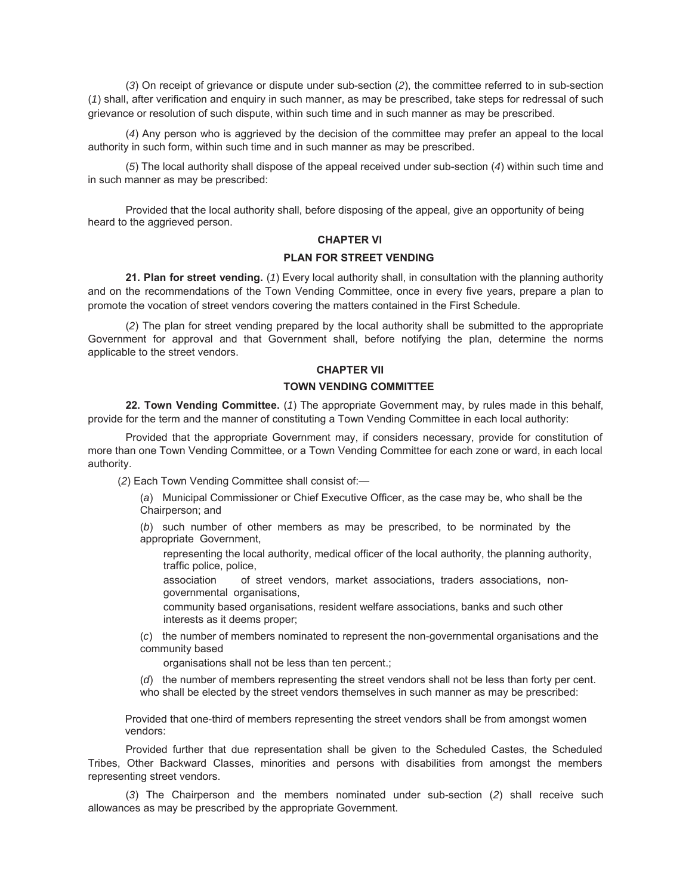(*3*) On receipt of grievance or dispute under sub-section (*2*), the committee referred to in sub-section (*1*) shall, after verification and enquiry in such manner, as may be prescribed, take steps for redressal of such grievance or resolution of such dispute, within such time and in such manner as may be prescribed.

(*4*) Any person who is aggrieved by the decision of the committee may prefer an appeal to the local authority in such form, within such time and in such manner as may be prescribed.

(*5*) The local authority shall dispose of the appeal received under sub-section (*4*) within such time and in such manner as may be prescribed:

Provided that the local authority shall, before disposing of the appeal, give an opportunity of being heard to the aggrieved person.

## CHAPTER VI

## PLAN FOR STREET VENDING

**21. Plan for street vending.** (*1*) Every local authority shall, in consultation with the planning authority and on the recommendations of the Town Vending Committee, once in every five years, prepare a plan to promote the vocation of street vendors covering the matters contained in the First Schedule.

(*2*) The plan for street vending prepared by the local authority shall be submitted to the appropriate Government for approval and that Government shall, before notifying the plan, determine the norms applicable to the street vendors.

## CHAPTER VII

## TOWN VENDING COMMITTEE

**22. Town Vending Committee.** (*1*) The appropriate Government may, by rules made in this behalf, provide for the term and the manner of constituting a Town Vending Committee in each local authority:

Provided that the appropriate Government may, if considers necessary, provide for constitution of more than one Town Vending Committee, or a Town Vending Committee for each zone or ward, in each local authority.

(*2*) Each Town Vending Committee shall consist of:—

(*a*) Municipal Commissioner or Chief Executive Officer, as the case may be, who shall be the Chairperson; and

(*b*) such number of other members as may be prescribed, to be norminated by the appropriate Government,

representing the local authority, medical officer of the local authority, the planning authority, traffic police, police,

association of street vendors, market associations, traders associations, non-governmental organisations,

community based organisations, resident welfare associations, banks and such other interests as it deems proper;

(*c*) the number of members nominated to represent the non-governmental organisations and the community based

organisations shall not be less than ten percent.;

(*d*) the number of members representing the street vendors shall not be less than forty per cent. who shall be elected by the street vendors themselves in such manner as may be prescribed:

Provided that one-third of members representing the street vendors shall be from amongst women vendors:

Provided further that due representation shall be given to the Scheduled Castes, the Scheduled Tribes, Other Backward Classes, minorities and persons with disabilities from amongst the members representing street vendors.

(*3*) The Chairperson and the members nominated under sub-section (*2*) shall receive such allowances as may be prescribed by the appropriate Government.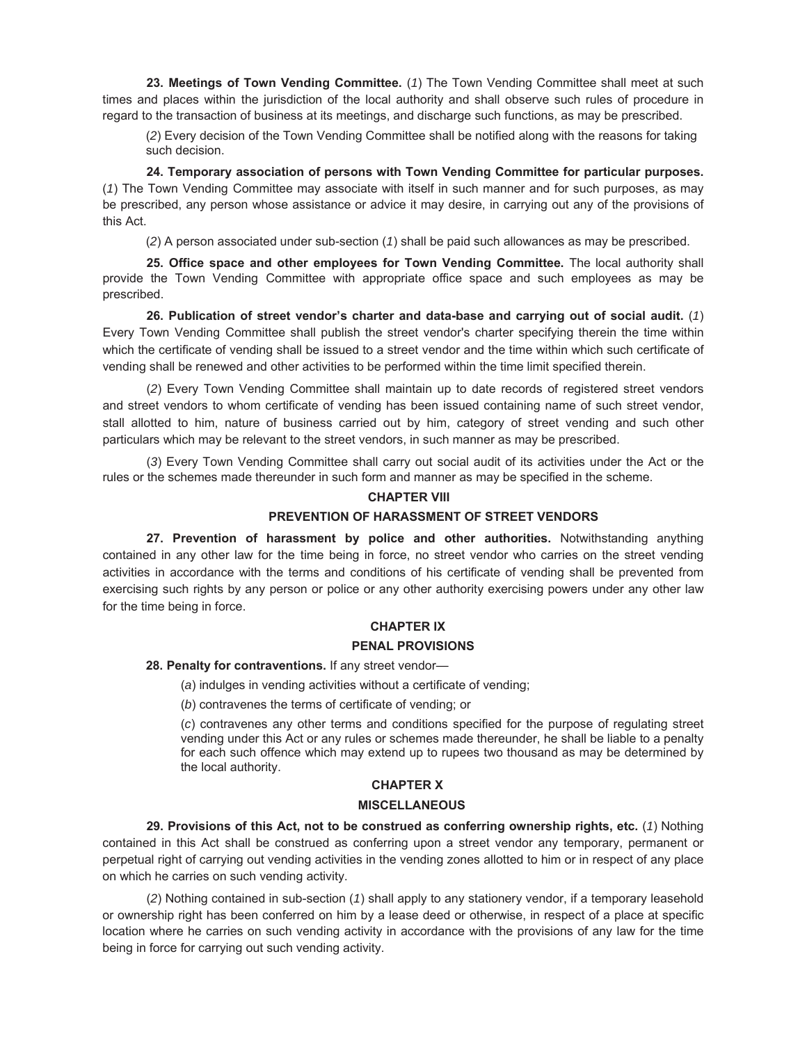**23. Meetings of Town Vending Committee.** (*1*) The Town Vending Committee shall meet at such times and places within the jurisdiction of the local authority and shall observe such rules of procedure in regard to the transaction of business at its meetings, and discharge such functions, as may be prescribed.

(*2*) Every decision of the Town Vending Committee shall be notified along with the reasons for taking such decision.

**24. Temporary association of persons with Town Vending Committee for particular purposes.** (*1*) The Town Vending Committee may associate with itself in such manner and for such purposes, as may be prescribed, any person whose assistance or advice it may desire, in carrying out any of the provisions of this Act.

(*2*) A person associated under sub-section (*1*) shall be paid such allowances as may be prescribed.

**25. Office space and other employees for Town Vending Committee.** The local authority shall provide the Town Vending Committee with appropriate office space and such employees as may be prescribed.

**26. Publication of street vendor's charter and data-base and carrying out of social audit.** (*1*) Every Town Vending Committee shall publish the street vendor's charter specifying therein the time within which the certificate of vending shall be issued to a street vendor and the time within which such certificate of vending shall be renewed and other activities to be performed within the time limit specified therein.

(*2*) Every Town Vending Committee shall maintain up to date records of registered street vendors and street vendors to whom certificate of vending has been issued containing name of such street vendor, stall allotted to him, nature of business carried out by him, category of street vending and such other particulars which may be relevant to the street vendors, in such manner as may be prescribed.

(*3*) Every Town Vending Committee shall carry out social audit of its activities under the Act or the rules or the schemes made thereunder in such form and manner as may be specified in the scheme.

## CHAPTER VIII

## PREVENTION OF HARASSMENT OF STREET VENDORS

**27. Prevention of harassment by police and other authorities.** Notwithstanding anything contained in any other law for the time being in force, no street vendor who carries on the street vending activities in accordance with the terms and conditions of his certificate of vending shall be prevented from exercising such rights by any person or police or any other authority exercising powers under any other law for the time being in force.

## CHAPTER IX

## PENAL PROVISIONS

**28. Penalty for contraventions.** If any street vendor—

(*a*) indulges in vending activities without a certificate of vending;

(*b*) contravenes the terms of certificate of vending; or

(*c*) contravenes any other terms and conditions specified for the purpose of regulating street vending under this Act or any rules or schemes made thereunder, he shall be liable to a penalty for each such offence which may extend up to rupees two thousand as may be determined by the local authority.

## CHAPTER X

## MISCELLANEOUS

**29. Provisions of this Act, not to be construed as conferring ownership rights, etc.** (*1*) Nothing contained in this Act shall be construed as conferring upon a street vendor any temporary, permanent or perpetual right of carrying out vending activities in the vending zones allotted to him or in respect of any place on which he carries on such vending activity.

(*2*) Nothing contained in sub-section (*1*) shall apply to any stationery vendor, if a temporary leasehold or ownership right has been conferred on him by a lease deed or otherwise, in respect of a place at specific location where he carries on such vending activity in accordance with the provisions of any law for the time being in force for carrying out such vending activity.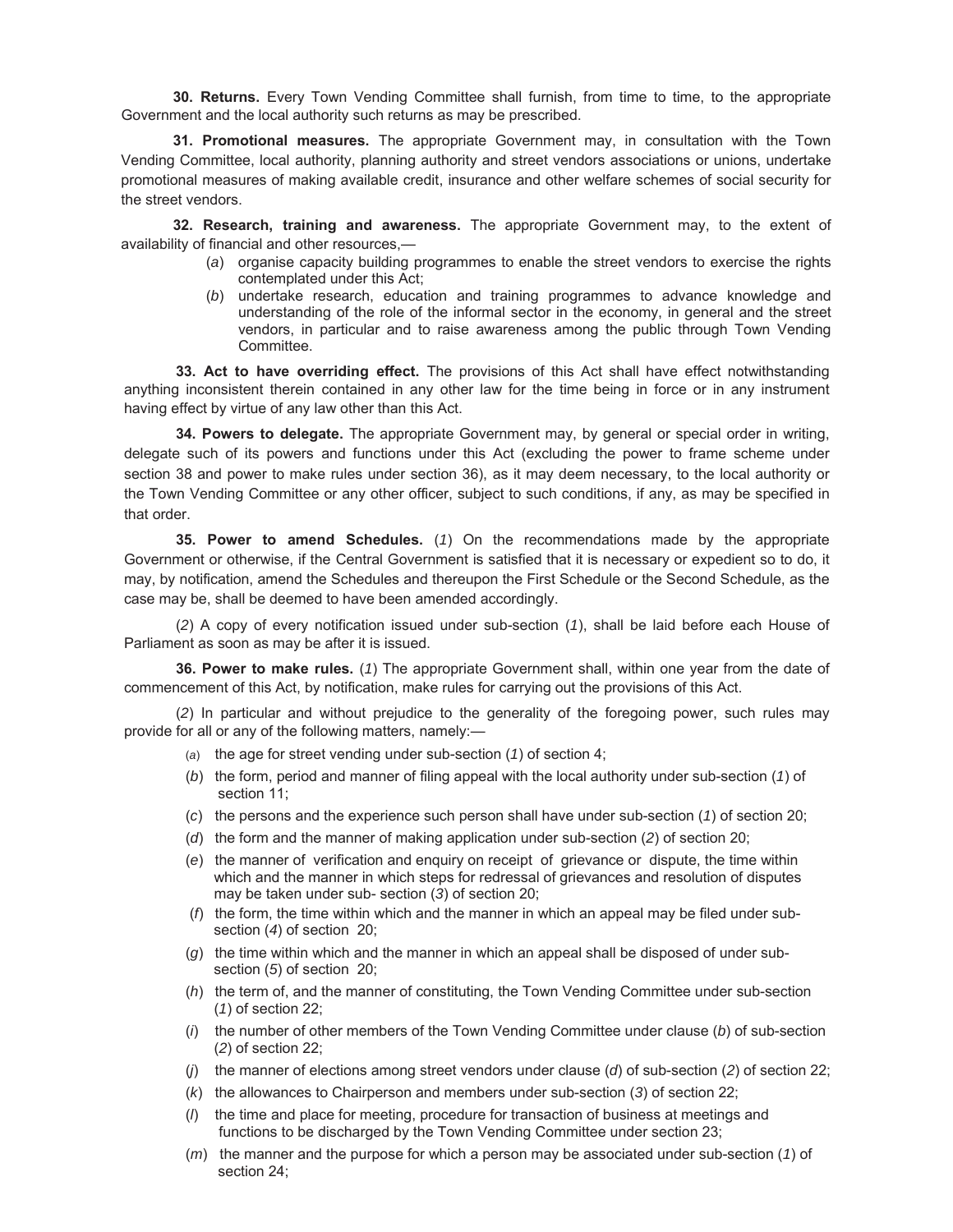**30. Returns.** Every Town Vending Committee shall furnish, from time to time, to the appropriate Government and the local authority such returns as may be prescribed.

**31. Promotional measures.** The appropriate Government may, in consultation with the Town Vending Committee, local authority, planning authority and street vendors associations or unions, undertake promotional measures of making available credit, insurance and other welfare schemes of social security for the street vendors.

**32. Research, training and awareness.** The appropriate Government may, to the extent of availability of financial and other resources,—

(*a*) organise capacity building programmes to enable the street vendors to exercise the rights contemplated under this Act;

(*b*) undertake research, education and training programmes to advance knowledge and understanding of the role of the informal sector in the economy, in general and the street vendors, in particular and to raise awareness among the public through Town Vending Committee.

**33. Act to have overriding effect.** The provisions of this Act shall have effect notwithstanding anything inconsistent therein contained in any other law for the time being in force or in any instrument having effect by virtue of any law other than this Act.

**34. Powers to delegate.** The appropriate Government may, by general or special order in writing, delegate such of its powers and functions under this Act (excluding the power to frame scheme under section 38 and power to make rules under section 36), as it may deem necessary, to the local authority or the Town Vending Committee or any other officer, subject to such conditions, if any, as may be specified in that order.

**35. Power to amend Schedules.** (*1*) On the recommendations made by the appropriate Government or otherwise, if the Central Government is satisfied that it is necessary or expedient so to do, it may, by notification, amend the Schedules and thereupon the First Schedule or the Second Schedule, as the case may be, shall be deemed to have been amended accordingly.

(*2*) A copy of every notification issued under sub-section (*1*), shall be laid before each House of Parliament as soon as may be after it is issued.

**36. Power to make rules.** (*1*) The appropriate Government shall, within one year from the date of commencement of this Act, by notification, make rules for carrying out the provisions of this Act.

(*2*) In particular and without prejudice to the generality of the foregoing power, such rules may provide for all or any of the following matters, namely:—

(*a*) the age for street vending under sub-section (*1*) of section 4;

(*b*) the form, period and manner of filing appeal with the local authority under sub-section (*1*) of section 11;

(*c*) the persons and the experience such person shall have under sub-section (*1*) of section 20;

(*d*) the form and the manner of making application under sub-section (*2*) of section 20;

(*e*) the manner of verification and enquiry on receipt of grievance or dispute, the time within which and the manner in which steps for redressal of grievances and resolution of disputes may be taken under sub- section (*3*) of section 20;

(*f*) the form, the time within which and the manner in which an appeal may be filed under sub-section (*4*) of section 20;

(*g*) the time within which and the manner in which an appeal shall be disposed of under sub-section (*5*) of section 20;

(*h*) the term of, and the manner of constituting, the Town Vending Committee under sub-section (*1*) of section 22;

(*i*) the number of other members of the Town Vending Committee under clause (*b*) of sub-section (*2*) of section 22;

(*j*) the manner of elections among street vendors under clause (*d*) of sub-section (*2*) of section 22;

(*k*) the allowances to Chairperson and members under sub-section (*3*) of section 22;

(*l*) the time and place for meeting, procedure for transaction of business at meetings and functions to be discharged by the Town Vending Committee under section 23;

(*m*) the manner and the purpose for which a person may be associated under sub-section (*1*) of section 24;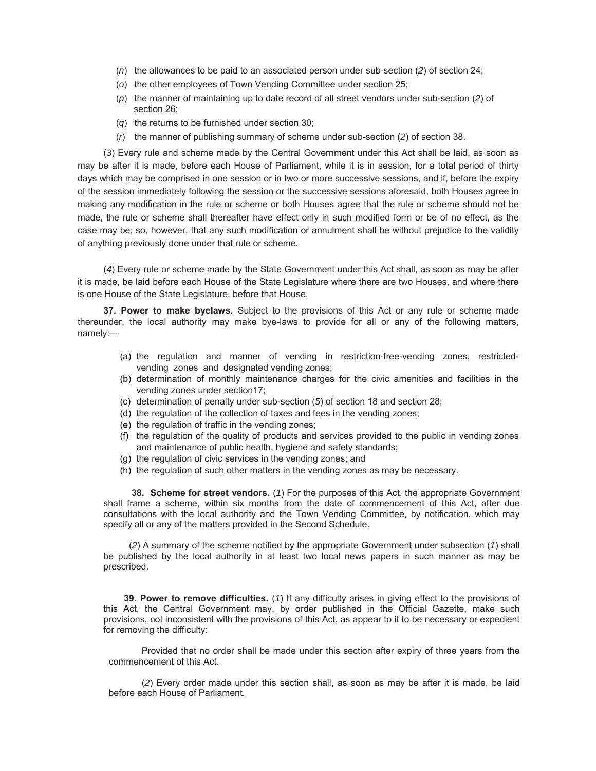(*n*) the allowances to be paid to an associated person under sub-section (*2*) of section 24;

(*o*) the other employees of Town Vending Committee under section 25;

(*p*) the manner of maintaining up to date record of all street vendors under sub-section (*2*) of section 26;

(*q*) the returns to be furnished under section 30;

(*r*) the manner of publishing summary of scheme under sub-section (*2*) of section 38.

(*3*) Every rule and scheme made by the Central Government under this Act shall be laid, as soon as may be after it is made, before each House of Parliament, while it is in session, for a total period of thirty days which may be comprised in one session or in two or more successive sessions, and if, before the expiry of the session immediately following the session or the successive sessions aforesaid, both Houses agree in making any modification in the rule or scheme or both Houses agree that the rule or scheme should not be made, the rule or scheme shall thereafter have effect only in such modified form or be of no effect, as the case may be; so, however, that any such modification or annulment shall be without prejudice to the validity of anything previously done under that rule or scheme.

(*4*) Every rule or scheme made by the State Government under this Act shall, as soon as may be after it is made, be laid before each House of the State Legislature where there are two Houses, and where there is one House of the State Legislature, before that House.

**37. Power to make byelaws.** Subject to the provisions of this Act or any rule or scheme made thereunder, the local authority may make bye-laws to provide for all or any of the following matters, namely:—

(a) the regulation and manner of vending in restriction-free-vending zones, restricted-vending zones and designated vending zones;

(b) determination of monthly maintenance charges for the civic amenities and facilities in the vending zones under section17;

(c) determination of penalty under sub-section (*5*) of section 18 and section 28;

(d) the regulation of the collection of taxes and fees in the vending zones;

(e) the regulation of traffic in the vending zones;

(f) the regulation of the quality of products and services provided to the public in vending zones and maintenance of public health, hygiene and safety standards;

(g) the regulation of civic services in the vending zones; and

(h) the regulation of such other matters in the vending zones as may be necessary.

**38. Scheme for street vendors.** (*1*) For the purposes of this Act, the appropriate Government shall frame a scheme, within six months from the date of commencement of this Act, after due consultations with the local authority and the Town Vending Committee, by notification, which may specify all or any of the matters provided in the Second Schedule.

(*2*) A summary of the scheme notified by the appropriate Government under subsection (*1*) shall be published by the local authority in at least two local news papers in such manner as may be prescribed.

**39. Power to remove difficulties.** (*1*) If any difficulty arises in giving effect to the provisions of this Act, the Central Government may, by order published in the Official Gazette, make such provisions, not inconsistent with the provisions of this Act, as appear to it to be necessary or expedient for removing the difficulty:

Provided that no order shall be made under this section after expiry of three years from the commencement of this Act.

(*2*) Every order made under this section shall, as soon as may be after it is made, be laid before each House of Parliament.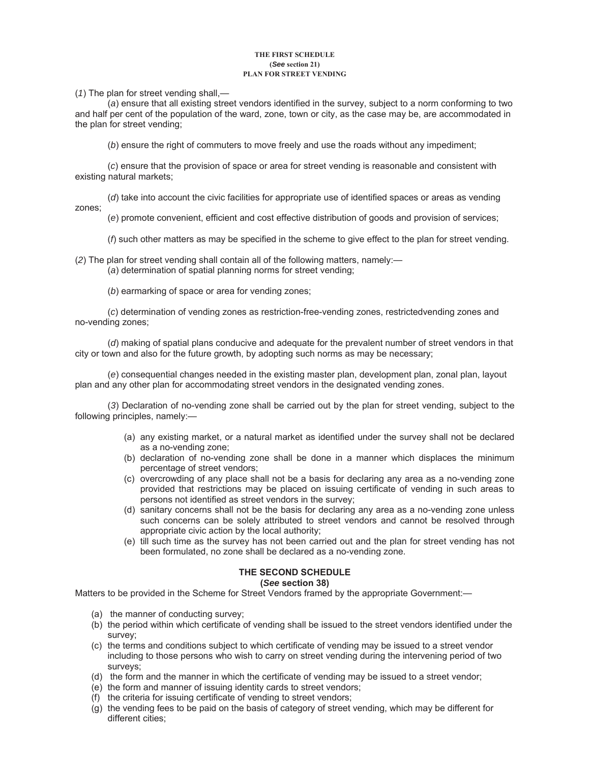**THE FIRST SCHEDULE**
**(*See* section 21)**
**PLAN FOR STREET VENDING**

(*1*) The plan for street vending shall,—

(*a*) ensure that all existing street vendors identified in the survey, subject to a norm conforming to two and half per cent of the population of the ward, zone, town or city, as the case may be, are accommodated in the plan for street vending;

(*b*) ensure the right of commuters to move freely and use the roads without any impediment;

(*c*) ensure that the provision of space or area for street vending is reasonable and consistent with existing natural markets;

(*d*) take into account the civic facilities for appropriate use of identified spaces or areas as vending zones;

(*e*) promote convenient, efficient and cost effective distribution of goods and provision of services;

(*f*) such other matters as may be specified in the scheme to give effect to the plan for street vending.

(*2*) The plan for street vending shall contain all of the following matters, namely:—

(*a*) determination of spatial planning norms for street vending;

(*b*) earmarking of space or area for vending zones;

(*c*) determination of vending zones as restriction-free-vending zones, restrictedvending zones and no-vending zones;

(*d*) making of spatial plans conducive and adequate for the prevalent number of street vendors in that city or town and also for the future growth, by adopting such norms as may be necessary;

(*e*) consequential changes needed in the existing master plan, development plan, zonal plan, layout plan and any other plan for accommodating street vendors in the designated vending zones.

(*3*) Declaration of no-vending zone shall be carried out by the plan for street vending, subject to the following principles, namely:—

(a) any existing market, or a natural market as identified under the survey shall not be declared as a no-vending zone;
(b) declaration of no-vending zone shall be done in a manner which displaces the minimum percentage of street vendors;
(c) overcrowding of any place shall not be a basis for declaring any area as a no-vending zone provided that restrictions may be placed on issuing certificate of vending in such areas to persons not identified as street vendors in the survey;
(d) sanitary concerns shall not be the basis for declaring any area as a no-vending zone unless such concerns can be solely attributed to street vendors and cannot be resolved through appropriate civic action by the local authority;
(e) till such time as the survey has not been carried out and the plan for street vending has not been formulated, no zone shall be declared as a no-vending zone.

**THE SECOND SCHEDULE**
**(*See* section 38)**

Matters to be provided in the Scheme for Street Vendors framed by the appropriate Government:—

(a) the manner of conducting survey;
(b) the period within which certificate of vending shall be issued to the street vendors identified under the survey;
(c) the terms and conditions subject to which certificate of vending may be issued to a street vendor including to those persons who wish to carry on street vending during the intervening period of two surveys;
(d) the form and the manner in which the certificate of vending may be issued to a street vendor;
(e) the form and manner of issuing identity cards to street vendors;
(f) the criteria for issuing certificate of vending to street vendors;
(g) the vending fees to be paid on the basis of category of street vending, which may be different for different cities;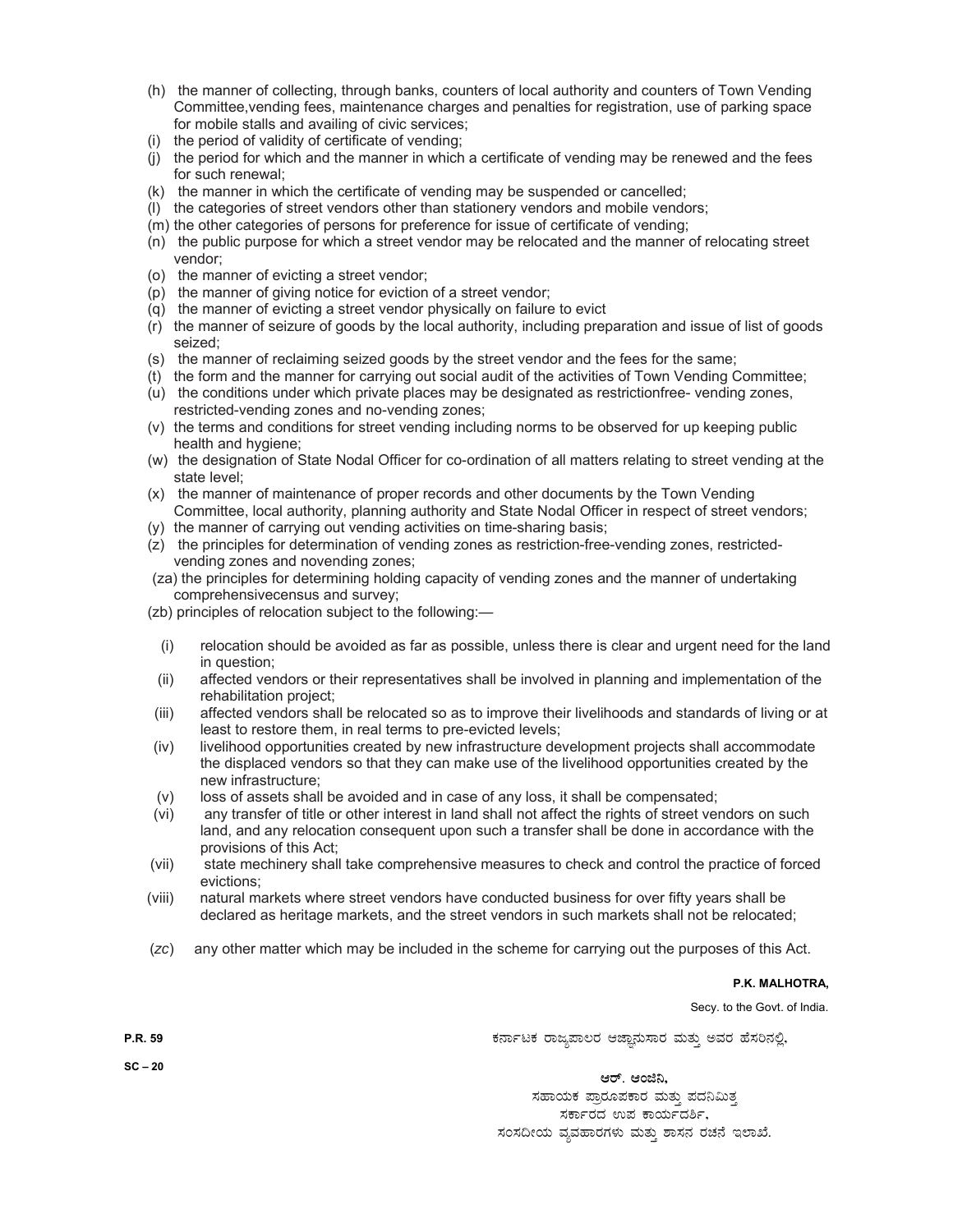(h) the manner of collecting, through banks, counters of local authority and counters of Town Vending Committee,vending fees, maintenance charges and penalties for registration, use of parking space for mobile stalls and availing of civic services;

(i) the period of validity of certificate of vending;

(j) the period for which and the manner in which a certificate of vending may be renewed and the fees for such renewal;

(k) the manner in which the certificate of vending may be suspended or cancelled;

(l) the categories of street vendors other than stationery vendors and mobile vendors;

(m) the other categories of persons for preference for issue of certificate of vending;

(n) the public purpose for which a street vendor may be relocated and the manner of relocating street vendor;

(o) the manner of evicting a street vendor;

(p) the manner of giving notice for eviction of a street vendor;

(q) the manner of evicting a street vendor physically on failure to evict

(r) the manner of seizure of goods by the local authority, including preparation and issue of list of goods seized;

(s) the manner of reclaiming seized goods by the street vendor and the fees for the same;

(t) the form and the manner for carrying out social audit of the activities of Town Vending Committee;

(u) the conditions under which private places may be designated as restrictionfree- vending zones, restricted-vending zones and no-vending zones;

(v) the terms and conditions for street vending including norms to be observed for up keeping public health and hygiene;

(w) the designation of State Nodal Officer for co-ordination of all matters relating to street vending at the state level;

(x) the manner of maintenance of proper records and other documents by the Town Vending Committee, local authority, planning authority and State Nodal Officer in respect of street vendors;

(y) the manner of carrying out vending activities on time-sharing basis;

(z) the principles for determination of vending zones as restriction-free-vending zones, restricted-vending zones and novending zones;

(za) the principles for determining holding capacity of vending zones and the manner of undertaking comprehensivecensus and survey;

(zb) principles of relocation subject to the following:—

(i) relocation should be avoided as far as possible, unless there is clear and urgent need for the land in question;

(ii) affected vendors or their representatives shall be involved in planning and implementation of the rehabilitation project;

(iii) affected vendors shall be relocated so as to improve their livelihoods and standards of living or at least to restore them, in real terms to pre-evicted levels;

(iv) livelihood opportunities created by new infrastructure development projects shall accommodate the displaced vendors so that they can make use of the livelihood opportunities created by the new infrastructure;

(v) loss of assets shall be avoided and in case of any loss, it shall be compensated;

(vi) any transfer of title or other interest in land shall not affect the rights of street vendors on such land, and any relocation consequent upon such a transfer shall be done in accordance with the provisions of this Act;

(vii) state mechinery shall take comprehensive measures to check and control the practice of forced evictions;

(viii) natural markets where street vendors have conducted business for over fifty years shall be declared as heritage markets, and the street vendors in such markets shall not be relocated;

(*zc*) any other matter which may be included in the scheme for carrying out the purposes of this Act.

**P.K. MALHOTRA,**

Secy. to the Govt. of India.

**P.R. 59**

**SC – 20**

ಕರ್ನಾಟಕ ರಾಜ್ಯಪಾಲರ ಆಜ್ಞಾನುಸಾರ ಮತ್ತು ಅವರ ಹೆಸರಿನಲ್ಲಿ,

**ಆರ್. ಆಂಜಿನಿ,**

ಸಹಾಯಕ ಪ್ರಾರೂಪಕಾರ ಮತ್ತು ಪದನಿಮಿತ್ತ

ಸರ್ಕಾರದ ಉಪ ಕಾರ್ಯದರ್ಶಿ,

ಸಂಸದೀಯ ವ್ಯವಹಾರಗಳು ಮತ್ತು ಶಾಸನ ರಚನೆ ಇಲಾಖೆ.